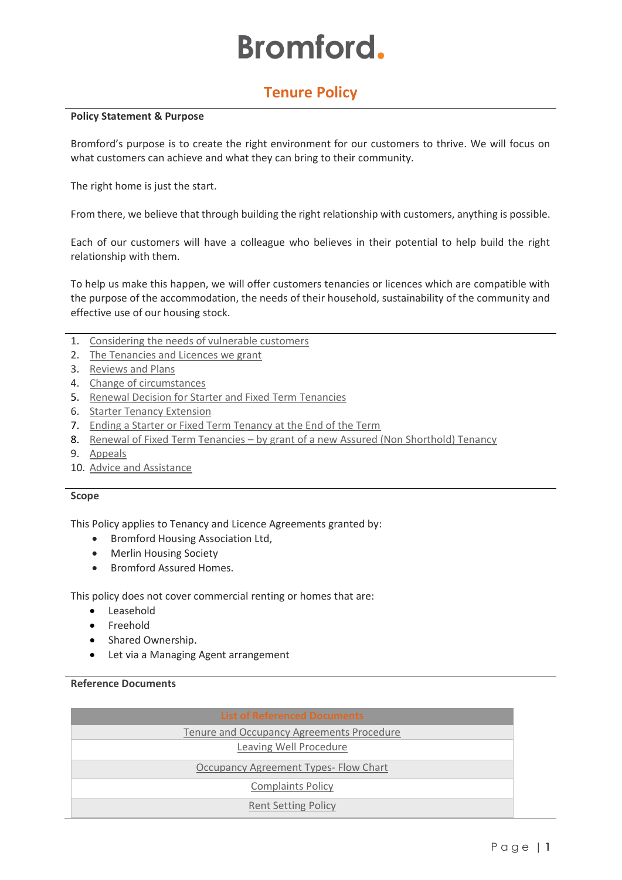# Bromford.

## Tenure Policy

**Policy Statement & Purpose**

Bromford's purpose is to create the right environment for our customers to thrive. We will focus on what customers can achieve and what they can bring to their community.

The right home is just the start.

From there, we believe that through building the right relationship with customers, anything is possible.

Each of our customers will have a colleague who believes in their potential to help build the right relationship with them.

To help us make this happen, we will offer customers tenancies or licences which are compatible with the purpose of the accommodation, the needs of their household, sustainability of the community and effective use of our housing stock.

1. Considering the needs of vulnerable customers
2. The Tenancies and Licences we grant
3. Reviews and Plans
4. Change of circumstances
5. Renewal Decision for Starter and Fixed Term Tenancies
6. Starter Tenancy Extension
7. Ending a Starter or Fixed Term Tenancy at the End of the Term
8. Renewal of Fixed Term Tenancies – by grant of a new Assured (Non Shorthold) Tenancy
9. Appeals
10. Advice and Assistance

**Scope**

This Policy applies to Tenancy and Licence Agreements granted by:

- Bromford Housing Association Ltd,
- Merlin Housing Society
- Bromford Assured Homes.

This policy does not cover commercial renting or homes that are:

- Leasehold
- Freehold
- Shared Ownership.
- Let via a Managing Agent arrangement

**Reference Documents**

| List of Referenced Documents |
| --- |
| Tenure and Occupancy Agreements Procedure |
| Leaving Well Procedure |
| Occupancy Agreement Types- Flow Chart |
| Complaints Policy |
| Rent Setting Policy |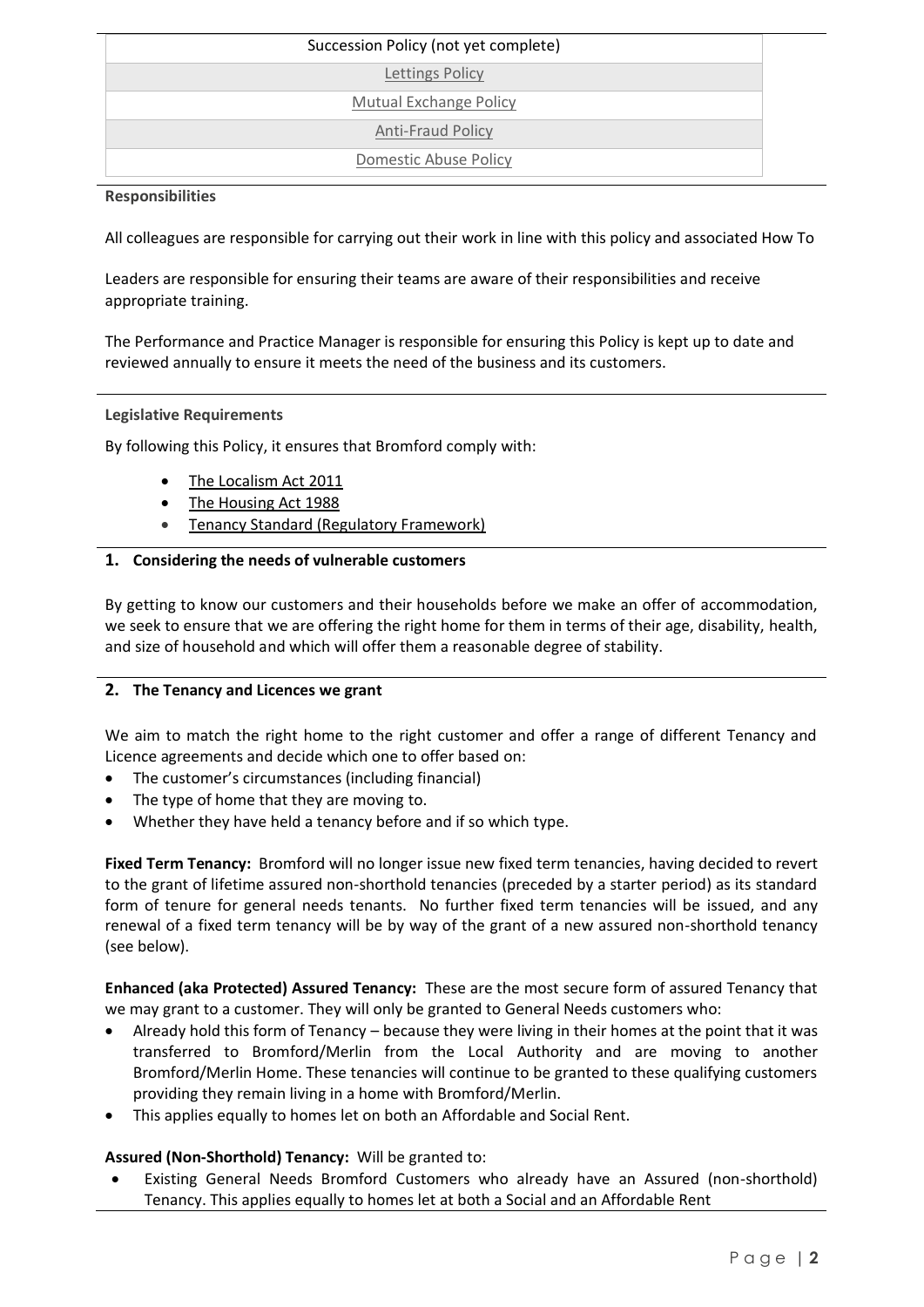| Succession Policy (not yet complete) |
| --- |
| Lettings Policy |
| Mutual Exchange Policy |
| Anti-Fraud Policy |
| Domestic Abuse Policy |

**Responsibilities**

All colleagues are responsible for carrying out their work in line with this policy and associated How To

Leaders are responsible for ensuring their teams are aware of their responsibilities and receive appropriate training.

The Performance and Practice Manager is responsible for ensuring this Policy is kept up to date and reviewed annually to ensure it meets the need of the business and its customers.

**Legislative Requirements**

By following this Policy, it ensures that Bromford comply with:

- The Localism Act 2011
- The Housing Act 1988
- Tenancy Standard (Regulatory Framework)

## 1. Considering the needs of vulnerable customers

By getting to know our customers and their households before we make an offer of accommodation, we seek to ensure that we are offering the right home for them in terms of their age, disability, health, and size of household and which will offer them a reasonable degree of stability.

## 2. The Tenancy and Licences we grant

We aim to match the right home to the right customer and offer a range of different Tenancy and Licence agreements and decide which one to offer based on:

- The customer's circumstances (including financial)
- The type of home that they are moving to.
- Whether they have held a tenancy before and if so which type.

**Fixed Term Tenancy:** Bromford will no longer issue new fixed term tenancies, having decided to revert to the grant of lifetime assured non-shorthold tenancies (preceded by a starter period) as its standard form of tenure for general needs tenants. No further fixed term tenancies will be issued, and any renewal of a fixed term tenancy will be by way of the grant of a new assured non-shorthold tenancy (see below).

**Enhanced (aka Protected) Assured Tenancy:** These are the most secure form of assured Tenancy that we may grant to a customer. They will only be granted to General Needs customers who:

- Already hold this form of Tenancy – because they were living in their homes at the point that it was transferred to Bromford/Merlin from the Local Authority and are moving to another Bromford/Merlin Home. These tenancies will continue to be granted to these qualifying customers providing they remain living in a home with Bromford/Merlin.
- This applies equally to homes let on both an Affordable and Social Rent.

**Assured (Non-Shorthold) Tenancy:** Will be granted to:

- Existing General Needs Bromford Customers who already have an Assured (non-shorthold) Tenancy. This applies equally to homes let at both a Social and an Affordable Rent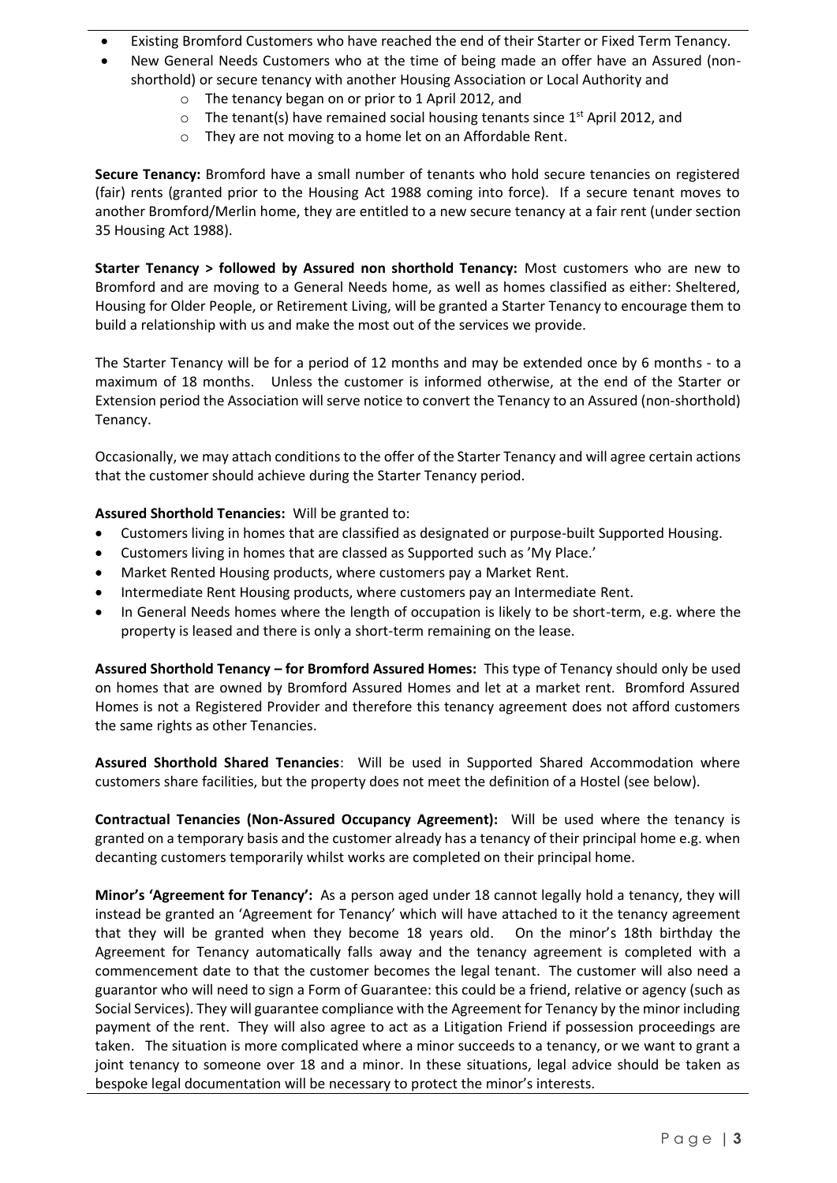- Existing Bromford Customers who have reached the end of their Starter or Fixed Term Tenancy.
- New General Needs Customers who at the time of being made an offer have an Assured (non-shorthold) or secure tenancy with another Housing Association or Local Authority and
    - The tenancy began on or prior to 1 April 2012, and
    - The tenant(s) have remained social housing tenants since 1st April 2012, and
    - They are not moving to a home let on an Affordable Rent.

**Secure Tenancy:** Bromford have a small number of tenants who hold secure tenancies on registered (fair) rents (granted prior to the Housing Act 1988 coming into force). If a secure tenant moves to another Bromford/Merlin home, they are entitled to a new secure tenancy at a fair rent (under section 35 Housing Act 1988).

**Starter Tenancy > followed by Assured non shorthold Tenancy:** Most customers who are new to Bromford and are moving to a General Needs home, as well as homes classified as either: Sheltered, Housing for Older People, or Retirement Living, will be granted a Starter Tenancy to encourage them to build a relationship with us and make the most out of the services we provide.

The Starter Tenancy will be for a period of 12 months and may be extended once by 6 months - to a maximum of 18 months. Unless the customer is informed otherwise, at the end of the Starter or Extension period the Association will serve notice to convert the Tenancy to an Assured (non-shorthold) Tenancy.

Occasionally, we may attach conditions to the offer of the Starter Tenancy and will agree certain actions that the customer should achieve during the Starter Tenancy period.

**Assured Shorthold Tenancies:** Will be granted to:

- Customers living in homes that are classified as designated or purpose-built Supported Housing.
- Customers living in homes that are classed as Supported such as 'My Place.'
- Market Rented Housing products, where customers pay a Market Rent.
- Intermediate Rent Housing products, where customers pay an Intermediate Rent.
- In General Needs homes where the length of occupation is likely to be short-term, e.g. where the property is leased and there is only a short-term remaining on the lease.

**Assured Shorthold Tenancy – for Bromford Assured Homes:** This type of Tenancy should only be used on homes that are owned by Bromford Assured Homes and let at a market rent. Bromford Assured Homes is not a Registered Provider and therefore this tenancy agreement does not afford customers the same rights as other Tenancies.

**Assured Shorthold Shared Tenancies**: Will be used in Supported Shared Accommodation where customers share facilities, but the property does not meet the definition of a Hostel (see below).

**Contractual Tenancies (Non-Assured Occupancy Agreement):** Will be used where the tenancy is granted on a temporary basis and the customer already has a tenancy of their principal home e.g. when decanting customers temporarily whilst works are completed on their principal home.

**Minor's 'Agreement for Tenancy':** As a person aged under 18 cannot legally hold a tenancy, they will instead be granted an 'Agreement for Tenancy' which will have attached to it the tenancy agreement that they will be granted when they become 18 years old. On the minor's 18th birthday the Agreement for Tenancy automatically falls away and the tenancy agreement is completed with a commencement date to that the customer becomes the legal tenant. The customer will also need a guarantor who will need to sign a Form of Guarantee: this could be a friend, relative or agency (such as Social Services). They will guarantee compliance with the Agreement for Tenancy by the minor including payment of the rent. They will also agree to act as a Litigation Friend if possession proceedings are taken. The situation is more complicated where a minor succeeds to a tenancy, or we want to grant a joint tenancy to someone over 18 and a minor. In these situations, legal advice should be taken as bespoke legal documentation will be necessary to protect the minor's interests.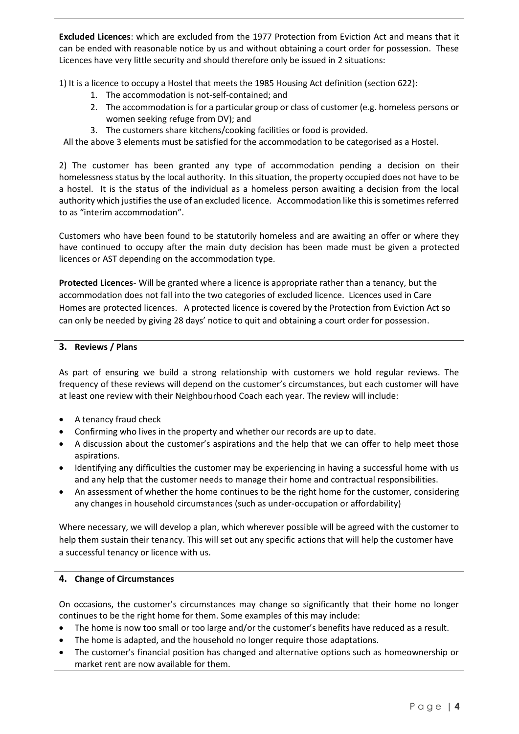**Excluded Licences**: which are excluded from the 1977 Protection from Eviction Act and means that it can be ended with reasonable notice by us and without obtaining a court order for possession. These Licences have very little security and should therefore only be issued in 2 situations:

1) It is a licence to occupy a Hostel that meets the 1985 Housing Act definition (section 622):

1. The accommodation is not-self-contained; and
2. The accommodation is for a particular group or class of customer (e.g. homeless persons or women seeking refuge from DV); and
3. The customers share kitchens/cooking facilities or food is provided.

All the above 3 elements must be satisfied for the accommodation to be categorised as a Hostel.

2) The customer has been granted any type of accommodation pending a decision on their homelessness status by the local authority. In this situation, the property occupied does not have to be a hostel. It is the status of the individual as a homeless person awaiting a decision from the local authority which justifies the use of an excluded licence. Accommodation like this is sometimes referred to as "interim accommodation".

Customers who have been found to be statutorily homeless and are awaiting an offer or where they have continued to occupy after the main duty decision has been made must be given a protected licences or AST depending on the accommodation type.

**Protected Licences**- Will be granted where a licence is appropriate rather than a tenancy, but the accommodation does not fall into the two categories of excluded licence. Licences used in Care Homes are protected licences. A protected licence is covered by the Protection from Eviction Act so can only be needed by giving 28 days' notice to quit and obtaining a court order for possession.

## 3. Reviews / Plans

As part of ensuring we build a strong relationship with customers we hold regular reviews. The frequency of these reviews will depend on the customer's circumstances, but each customer will have at least one review with their Neighbourhood Coach each year. The review will include:

- A tenancy fraud check
- Confirming who lives in the property and whether our records are up to date.
- A discussion about the customer's aspirations and the help that we can offer to help meet those aspirations.
- Identifying any difficulties the customer may be experiencing in having a successful home with us and any help that the customer needs to manage their home and contractual responsibilities.
- An assessment of whether the home continues to be the right home for the customer, considering any changes in household circumstances (such as under-occupation or affordability)

Where necessary, we will develop a plan, which wherever possible will be agreed with the customer to help them sustain their tenancy. This will set out any specific actions that will help the customer have a successful tenancy or licence with us.

## 4. Change of Circumstances

On occasions, the customer's circumstances may change so significantly that their home no longer continues to be the right home for them. Some examples of this may include:

- The home is now too small or too large and/or the customer's benefits have reduced as a result.
- The home is adapted, and the household no longer require those adaptations.
- The customer's financial position has changed and alternative options such as homeownership or market rent are now available for them.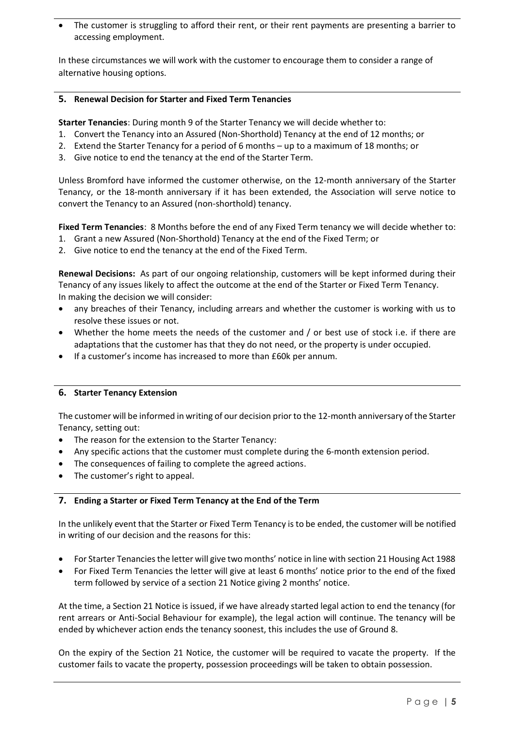- The customer is struggling to afford their rent, or their rent payments are presenting a barrier to accessing employment.

In these circumstances we will work with the customer to encourage them to consider a range of alternative housing options.

## 5. Renewal Decision for Starter and Fixed Term Tenancies

**Starter Tenancies**: During month 9 of the Starter Tenancy we will decide whether to:

1. Convert the Tenancy into an Assured (Non-Shorthold) Tenancy at the end of 12 months; or
2. Extend the Starter Tenancy for a period of 6 months – up to a maximum of 18 months; or
3. Give notice to end the tenancy at the end of the Starter Term.

Unless Bromford have informed the customer otherwise, on the 12-month anniversary of the Starter Tenancy, or the 18-month anniversary if it has been extended, the Association will serve notice to convert the Tenancy to an Assured (non-shorthold) tenancy.

**Fixed Term Tenancies**: 8 Months before the end of any Fixed Term tenancy we will decide whether to:

1. Grant a new Assured (Non-Shorthold) Tenancy at the end of the Fixed Term; or
2. Give notice to end the tenancy at the end of the Fixed Term.

**Renewal Decisions:** As part of our ongoing relationship, customers will be kept informed during their Tenancy of any issues likely to affect the outcome at the end of the Starter or Fixed Term Tenancy.
In making the decision we will consider:

- any breaches of their Tenancy, including arrears and whether the customer is working with us to resolve these issues or not.
- Whether the home meets the needs of the customer and / or best use of stock i.e. if there are adaptations that the customer has that they do not need, or the property is under occupied.
- If a customer's income has increased to more than £60k per annum.

## 6. Starter Tenancy Extension

The customer will be informed in writing of our decision prior to the 12-month anniversary of the Starter Tenancy, setting out:

- The reason for the extension to the Starter Tenancy:
- Any specific actions that the customer must complete during the 6-month extension period.
- The consequences of failing to complete the agreed actions.
- The customer's right to appeal.

## 7. Ending a Starter or Fixed Term Tenancy at the End of the Term

In the unlikely event that the Starter or Fixed Term Tenancy is to be ended, the customer will be notified in writing of our decision and the reasons for this:

- For Starter Tenancies the letter will give two months' notice in line with section 21 Housing Act 1988
- For Fixed Term Tenancies the letter will give at least 6 months' notice prior to the end of the fixed term followed by service of a section 21 Notice giving 2 months' notice.

At the time, a Section 21 Notice is issued, if we have already started legal action to end the tenancy (for rent arrears or Anti-Social Behaviour for example), the legal action will continue. The tenancy will be ended by whichever action ends the tenancy soonest, this includes the use of Ground 8.

On the expiry of the Section 21 Notice, the customer will be required to vacate the property. If the customer fails to vacate the property, possession proceedings will be taken to obtain possession.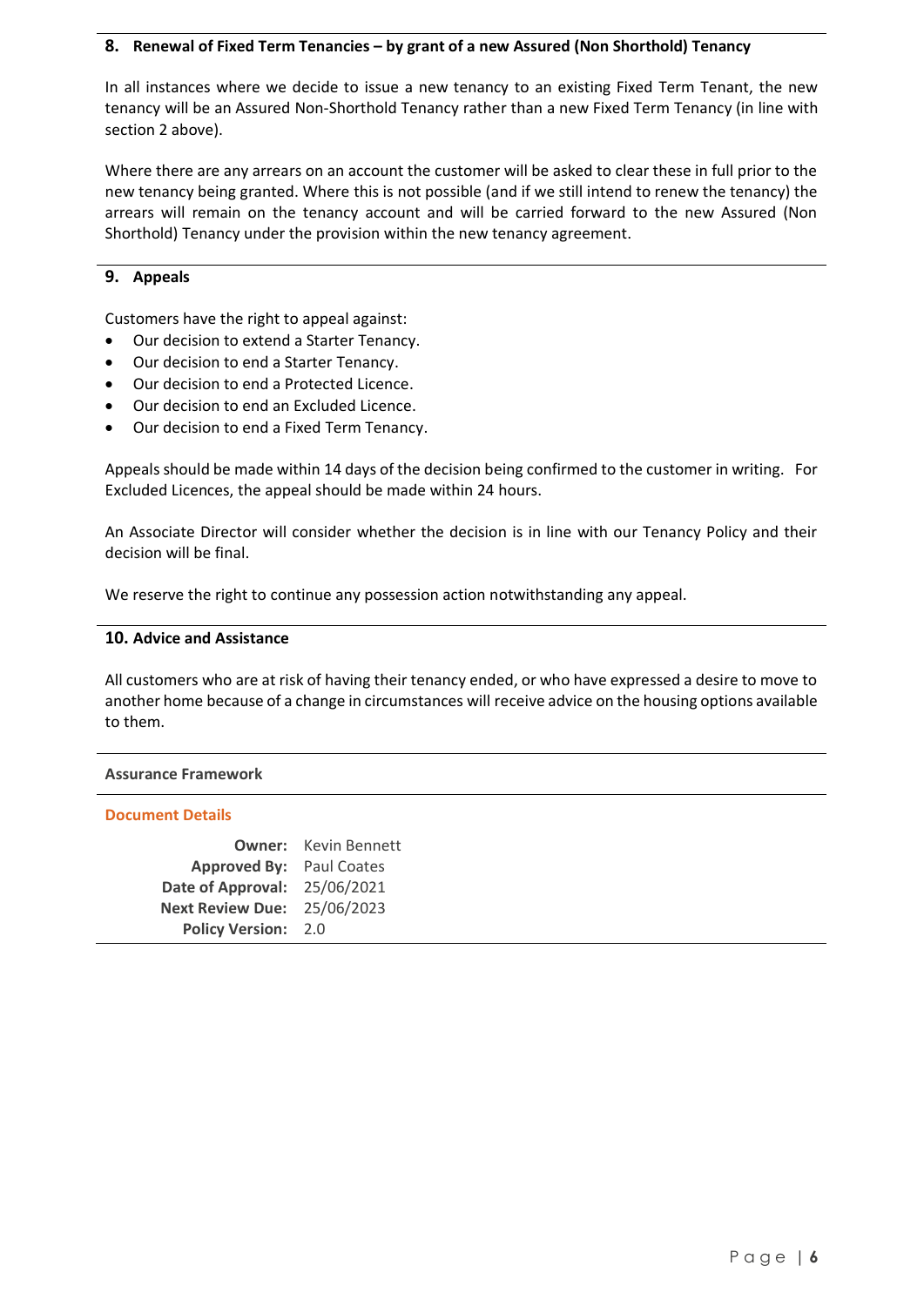## 8. Renewal of Fixed Term Tenancies – by grant of a new Assured (Non Shorthold) Tenancy

In all instances where we decide to issue a new tenancy to an existing Fixed Term Tenant, the new tenancy will be an Assured Non-Shorthold Tenancy rather than a new Fixed Term Tenancy (in line with section 2 above).

Where there are any arrears on an account the customer will be asked to clear these in full prior to the new tenancy being granted. Where this is not possible (and if we still intend to renew the tenancy) the arrears will remain on the tenancy account and will be carried forward to the new Assured (Non Shorthold) Tenancy under the provision within the new tenancy agreement.

## 9. Appeals

Customers have the right to appeal against:

- Our decision to extend a Starter Tenancy.
- Our decision to end a Starter Tenancy.
- Our decision to end a Protected Licence.
- Our decision to end an Excluded Licence.
- Our decision to end a Fixed Term Tenancy.

Appeals should be made within 14 days of the decision being confirmed to the customer in writing. For Excluded Licences, the appeal should be made within 24 hours.

An Associate Director will consider whether the decision is in line with our Tenancy Policy and their decision will be final.

We reserve the right to continue any possession action notwithstanding any appeal.

## 10. Advice and Assistance

All customers who are at risk of having their tenancy ended, or who have expressed a desire to move to another home because of a change in circumstances will receive advice on the housing options available to them.

**Assurance Framework**

**Document Details**

| | |
|---|---|
| **Owner:** | Kevin Bennett |
| **Approved By:** | Paul Coates |
| **Date of Approval:** | 25/06/2021 |
| **Next Review Due:** | 25/06/2023 |
| **Policy Version:** | 2.0 |